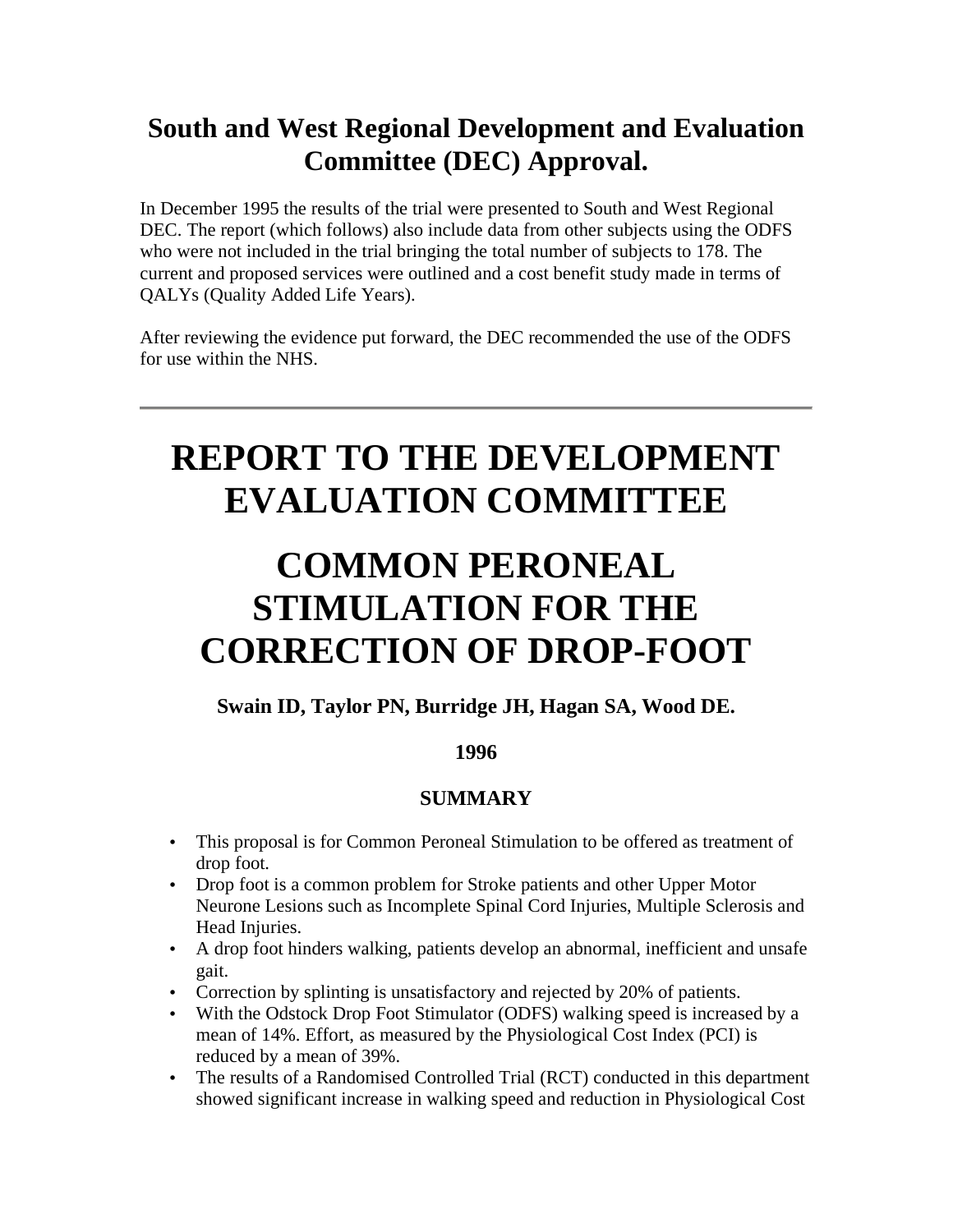## South and West Regional Development and Evaluation Committee (DEC) Approval.

In December 1995 the results of the trial were presented to South and West Regional DEC. The report (which follows) also include data from other subjects using the ODFS who were not included in the trial bringing the total number of subjects to 178. The current and proposed services were outlined and a cost benefit study made in terms of QALYs (Quality Added Life Years).

After reviewing the evidence put forward, the DEC recommended the use of the ODFS for use within the NHS.

---

# REPORT TO THE DEVELOPMENT EVALUATION COMMITTEE

# COMMON PERONEAL STIMULATION FOR THE CORRECTION OF DROP-FOOT

**Swain ID, Taylor PN, Burridge JH, Hagan SA, Wood DE.**

**1996**

### SUMMARY

- This proposal is for Common Peroneal Stimulation to be offered as treatment of drop foot.
- Drop foot is a common problem for Stroke patients and other Upper Motor Neurone Lesions such as Incomplete Spinal Cord Injuries, Multiple Sclerosis and Head Injuries.
- A drop foot hinders walking, patients develop an abnormal, inefficient and unsafe gait.
- Correction by splinting is unsatisfactory and rejected by 20% of patients.
- With the Odstock Drop Foot Stimulator (ODFS) walking speed is increased by a mean of 14%. Effort, as measured by the Physiological Cost Index (PCI) is reduced by a mean of 39%.
- The results of a Randomised Controlled Trial (RCT) conducted in this department showed significant increase in walking speed and reduction in Physiological Cost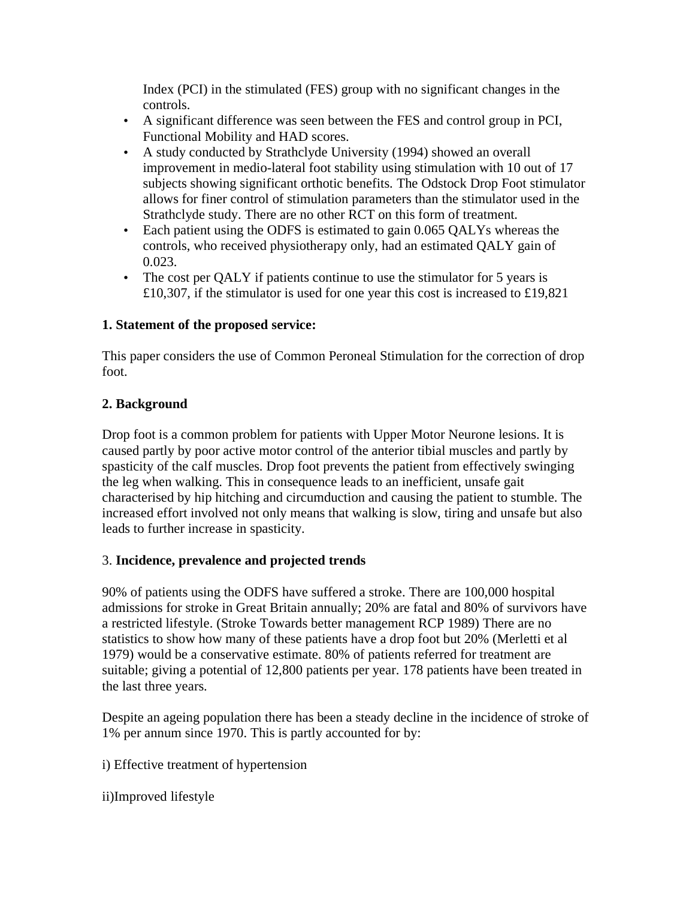Index (PCI) in the stimulated (FES) group with no significant changes in the controls.

- A significant difference was seen between the FES and control group in PCI, Functional Mobility and HAD scores.
- A study conducted by Strathclyde University (1994) showed an overall improvement in medio-lateral foot stability using stimulation with 10 out of 17 subjects showing significant orthotic benefits. The Odstock Drop Foot stimulator allows for finer control of stimulation parameters than the stimulator used in the Strathclyde study. There are no other RCT on this form of treatment.
- Each patient using the ODFS is estimated to gain 0.065 QALYs whereas the controls, who received physiotherapy only, had an estimated QALY gain of 0.023.
- The cost per QALY if patients continue to use the stimulator for 5 years is £10,307, if the stimulator is used for one year this cost is increased to £19,821

**1. Statement of the proposed service:**

This paper considers the use of Common Peroneal Stimulation for the correction of drop foot.

**2. Background**

Drop foot is a common problem for patients with Upper Motor Neurone lesions. It is caused partly by poor active motor control of the anterior tibial muscles and partly by spasticity of the calf muscles. Drop foot prevents the patient from effectively swinging the leg when walking. This in consequence leads to an inefficient, unsafe gait characterised by hip hitching and circumduction and causing the patient to stumble. The increased effort involved not only means that walking is slow, tiring and unsafe but also leads to further increase in spasticity.

3. **Incidence, prevalence and projected trends**

90% of patients using the ODFS have suffered a stroke. There are 100,000 hospital admissions for stroke in Great Britain annually; 20% are fatal and 80% of survivors have a restricted lifestyle. (Stroke Towards better management RCP 1989) There are no statistics to show how many of these patients have a drop foot but 20% (Merletti et al 1979) would be a conservative estimate. 80% of patients referred for treatment are suitable; giving a potential of 12,800 patients per year. 178 patients have been treated in the last three years.

Despite an ageing population there has been a steady decline in the incidence of stroke of 1% per annum since 1970. This is partly accounted for by:

i) Effective treatment of hypertension

ii)Improved lifestyle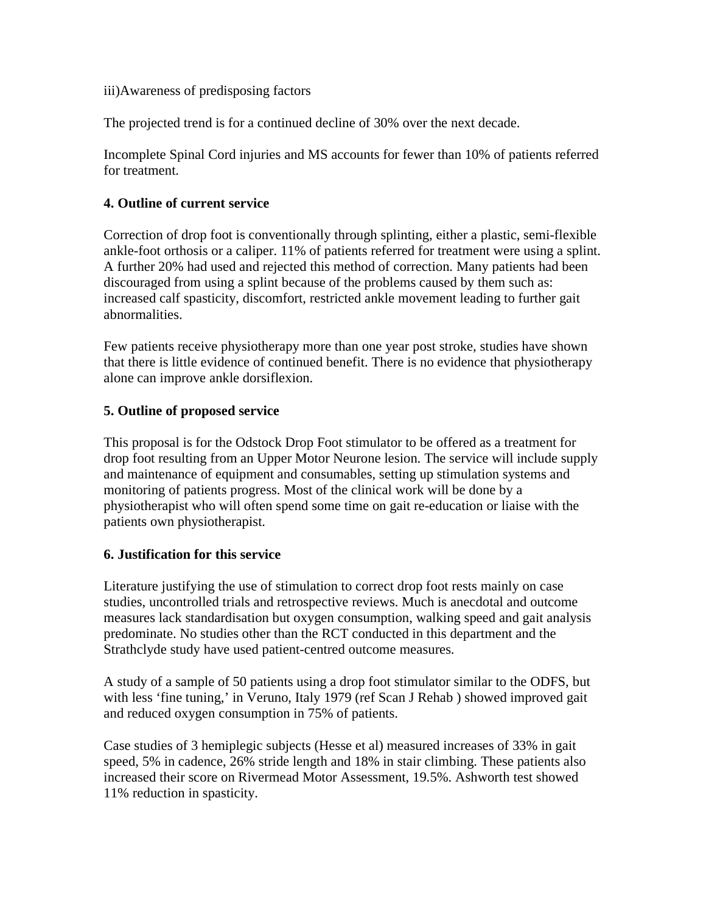iii)Awareness of predisposing factors

The projected trend is for a continued decline of 30% over the next decade.

Incomplete Spinal Cord injuries and MS accounts for fewer than 10% of patients referred for treatment.

**4. Outline of current service**

Correction of drop foot is conventionally through splinting, either a plastic, semi-flexible ankle-foot orthosis or a caliper. 11% of patients referred for treatment were using a splint. A further 20% had used and rejected this method of correction. Many patients had been discouraged from using a splint because of the problems caused by them such as: increased calf spasticity, discomfort, restricted ankle movement leading to further gait abnormalities.

Few patients receive physiotherapy more than one year post stroke, studies have shown that there is little evidence of continued benefit. There is no evidence that physiotherapy alone can improve ankle dorsiflexion.

**5. Outline of proposed service**

This proposal is for the Odstock Drop Foot stimulator to be offered as a treatment for drop foot resulting from an Upper Motor Neurone lesion. The service will include supply and maintenance of equipment and consumables, setting up stimulation systems and monitoring of patients progress. Most of the clinical work will be done by a physiotherapist who will often spend some time on gait re-education or liaise with the patients own physiotherapist.

**6. Justification for this service**

Literature justifying the use of stimulation to correct drop foot rests mainly on case studies, uncontrolled trials and retrospective reviews. Much is anecdotal and outcome measures lack standardisation but oxygen consumption, walking speed and gait analysis predominate. No studies other than the RCT conducted in this department and the Strathclyde study have used patient-centred outcome measures.

A study of a sample of 50 patients using a drop foot stimulator similar to the ODFS, but with less 'fine tuning,' in Veruno, Italy 1979 (ref Scan J Rehab ) showed improved gait and reduced oxygen consumption in 75% of patients.

Case studies of 3 hemiplegic subjects (Hesse et al) measured increases of 33% in gait speed, 5% in cadence, 26% stride length and 18% in stair climbing. These patients also increased their score on Rivermead Motor Assessment, 19.5%. Ashworth test showed 11% reduction in spasticity.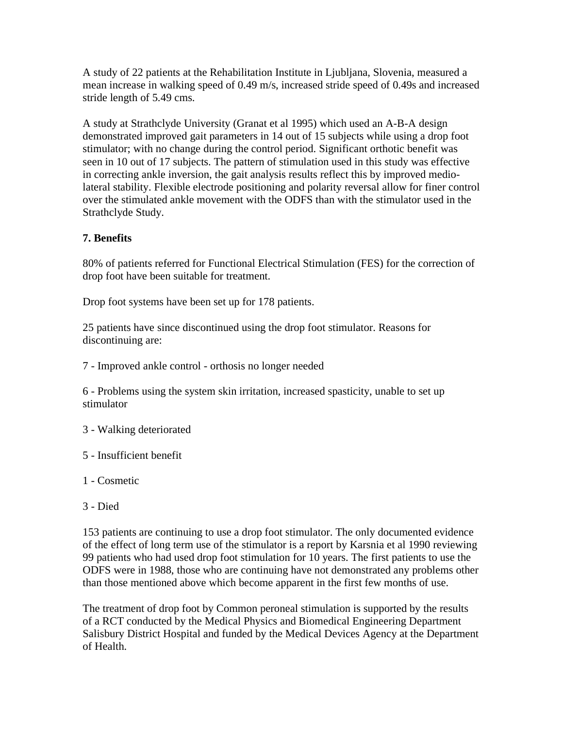A study of 22 patients at the Rehabilitation Institute in Ljubljana, Slovenia, measured a mean increase in walking speed of 0.49 m/s, increased stride speed of 0.49s and increased stride length of 5.49 cms.

A study at Strathclyde University (Granat et al 1995) which used an A-B-A design demonstrated improved gait parameters in 14 out of 15 subjects while using a drop foot stimulator; with no change during the control period. Significant orthotic benefit was seen in 10 out of 17 subjects. The pattern of stimulation used in this study was effective in correcting ankle inversion, the gait analysis results reflect this by improved medio-lateral stability. Flexible electrode positioning and polarity reversal allow for finer control over the stimulated ankle movement with the ODFS than with the stimulator used in the Strathclyde Study.

**7. Benefits**

80% of patients referred for Functional Electrical Stimulation (FES) for the correction of drop foot have been suitable for treatment.

Drop foot systems have been set up for 178 patients.

25 patients have since discontinued using the drop foot stimulator. Reasons for discontinuing are:

7 - Improved ankle control - orthosis no longer needed

6 - Problems using the system skin irritation, increased spasticity, unable to set up stimulator

3 - Walking deteriorated

5 - Insufficient benefit

1 - Cosmetic

3 - Died

153 patients are continuing to use a drop foot stimulator. The only documented evidence of the effect of long term use of the stimulator is a report by Karsnia et al 1990 reviewing 99 patients who had used drop foot stimulation for 10 years. The first patients to use the ODFS were in 1988, those who are continuing have not demonstrated any problems other than those mentioned above which become apparent in the first few months of use.

The treatment of drop foot by Common peroneal stimulation is supported by the results of a RCT conducted by the Medical Physics and Biomedical Engineering Department Salisbury District Hospital and funded by the Medical Devices Agency at the Department of Health.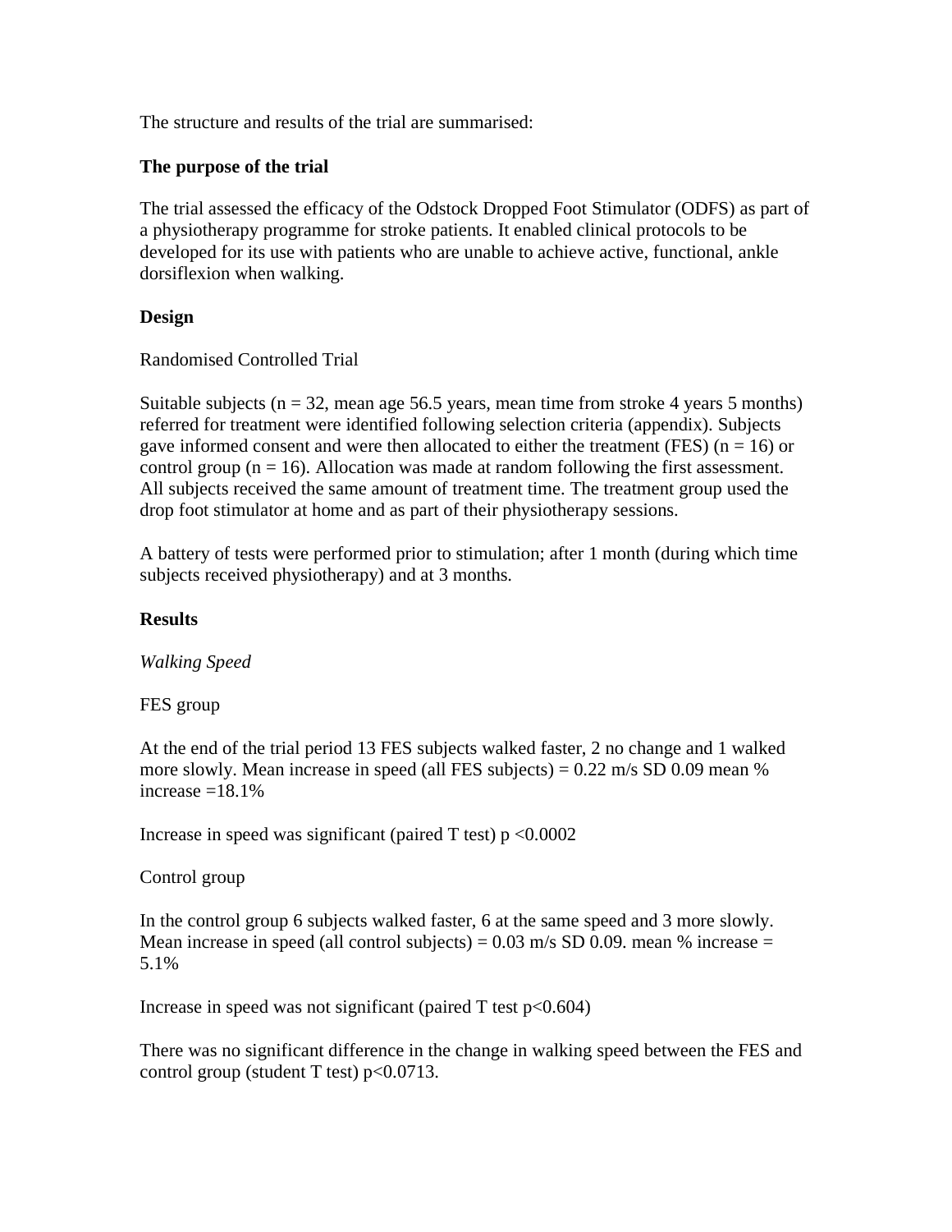The structure and results of the trial are summarised:

**The purpose of the trial**

The trial assessed the efficacy of the Odstock Dropped Foot Stimulator (ODFS) as part of a physiotherapy programme for stroke patients. It enabled clinical protocols to be developed for its use with patients who are unable to achieve active, functional, ankle dorsiflexion when walking.

**Design**

Randomised Controlled Trial

Suitable subjects ($n = 32$, mean age 56.5 years, mean time from stroke 4 years 5 months) referred for treatment were identified following selection criteria (appendix). Subjects gave informed consent and were then allocated to either the treatment (FES) ($n = 16$) or control group ($n = 16$). Allocation was made at random following the first assessment. All subjects received the same amount of treatment time. The treatment group used the drop foot stimulator at home and as part of their physiotherapy sessions.

A battery of tests were performed prior to stimulation; after 1 month (during which time subjects received physiotherapy) and at 3 months.

**Results**

*Walking Speed*

FES group

At the end of the trial period 13 FES subjects walked faster, 2 no change and 1 walked more slowly. Mean increase in speed (all FES subjects) = 0.22 m/s SD 0.09 mean % increase =18.1%

Increase in speed was significant (paired T test) $p < 0.0002$

Control group

In the control group 6 subjects walked faster, 6 at the same speed and 3 more slowly. Mean increase in speed (all control subjects) = 0.03 m/s SD 0.09. mean % increase = 5.1%

Increase in speed was not significant (paired T test $p < 0.604$)

There was no significant difference in the change in walking speed between the FES and control group (student T test) $p < 0.0713$.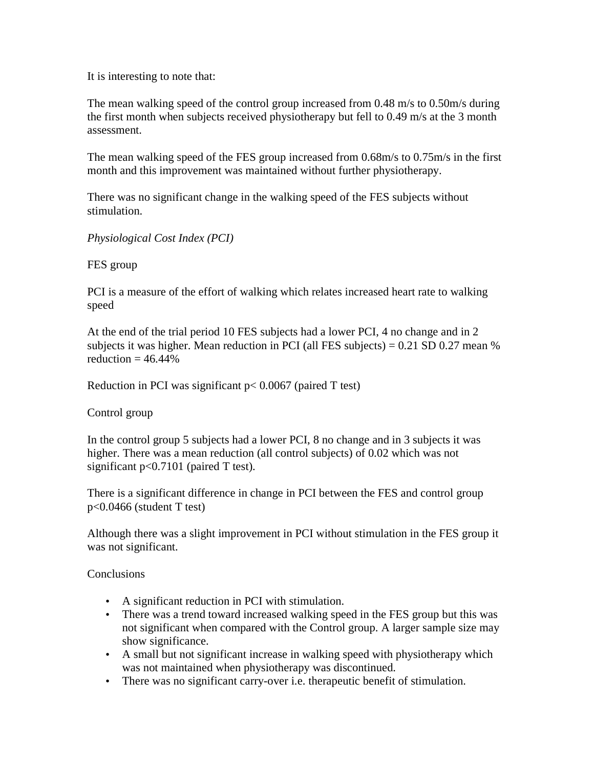It is interesting to note that:

The mean walking speed of the control group increased from 0.48 m/s to 0.50m/s during the first month when subjects received physiotherapy but fell to 0.49 m/s at the 3 month assessment.

The mean walking speed of the FES group increased from 0.68m/s to 0.75m/s in the first month and this improvement was maintained without further physiotherapy.

There was no significant change in the walking speed of the FES subjects without stimulation.

*Physiological Cost Index (PCI)*

FES group

PCI is a measure of the effort of walking which relates increased heart rate to walking speed

At the end of the trial period 10 FES subjects had a lower PCI, 4 no change and in 2 subjects it was higher. Mean reduction in PCI (all FES subjects) = 0.21 SD 0.27 mean % reduction = 46.44%

Reduction in PCI was significant $p < 0.0067$ (paired T test)

Control group

In the control group 5 subjects had a lower PCI, 8 no change and in 3 subjects it was higher. There was a mean reduction (all control subjects) of 0.02 which was not significant $p < 0.7101$ (paired T test).

There is a significant difference in change in PCI between the FES and control group $p < 0.0466$ (student T test)

Although there was a slight improvement in PCI without stimulation in the FES group it was not significant.

Conclusions

- A significant reduction in PCI with stimulation.
- There was a trend toward increased walking speed in the FES group but this was not significant when compared with the Control group. A larger sample size may show significance.
- A small but not significant increase in walking speed with physiotherapy which was not maintained when physiotherapy was discontinued.
- There was no significant carry-over i.e. therapeutic benefit of stimulation.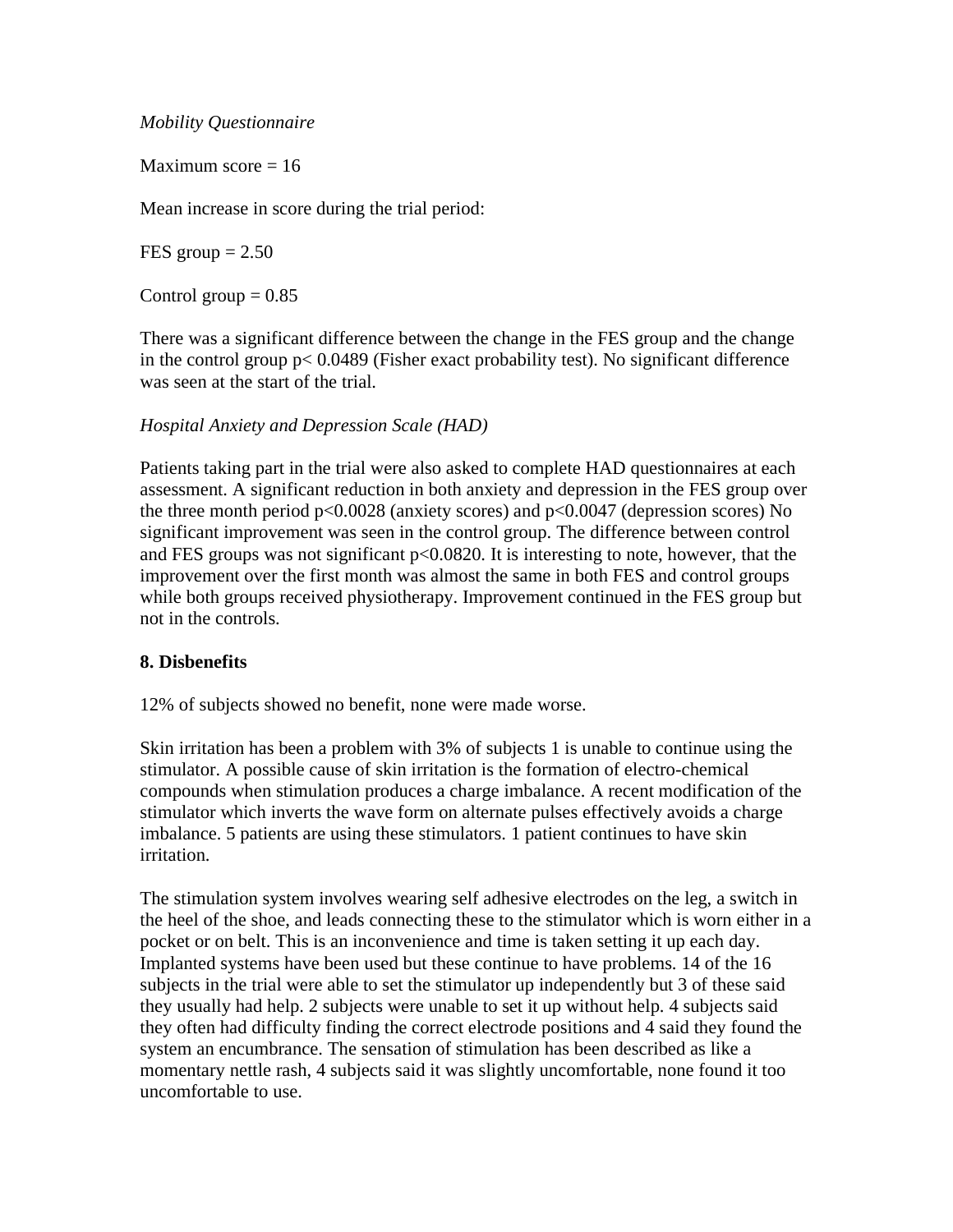*Mobility Questionnaire*

Maximum score = 16

Mean increase in score during the trial period:

FES group = 2.50

Control group = 0.85

There was a significant difference between the change in the FES group and the change in the control group $p < 0.0489$ (Fisher exact probability test). No significant difference was seen at the start of the trial.

*Hospital Anxiety and Depression Scale (HAD)*

Patients taking part in the trial were also asked to complete HAD questionnaires at each assessment. A significant reduction in both anxiety and depression in the FES group over the three month period $p<0.0028$ (anxiety scores) and $p<0.0047$ (depression scores) No significant improvement was seen in the control group. The difference between control and FES groups was not significant $p<0.0820$. It is interesting to note, however, that the improvement over the first month was almost the same in both FES and control groups while both groups received physiotherapy. Improvement continued in the FES group but not in the controls.

**8. Disbenefits**

12% of subjects showed no benefit, none were made worse.

Skin irritation has been a problem with 3% of subjects 1 is unable to continue using the stimulator. A possible cause of skin irritation is the formation of electro-chemical compounds when stimulation produces a charge imbalance. A recent modification of the stimulator which inverts the wave form on alternate pulses effectively avoids a charge imbalance. 5 patients are using these stimulators. 1 patient continues to have skin irritation.

The stimulation system involves wearing self adhesive electrodes on the leg, a switch in the heel of the shoe, and leads connecting these to the stimulator which is worn either in a pocket or on belt. This is an inconvenience and time is taken setting it up each day. Implanted systems have been used but these continue to have problems. 14 of the 16 subjects in the trial were able to set the stimulator up independently but 3 of these said they usually had help. 2 subjects were unable to set it up without help. 4 subjects said they often had difficulty finding the correct electrode positions and 4 said they found the system an encumbrance. The sensation of stimulation has been described as like a momentary nettle rash, 4 subjects said it was slightly uncomfortable, none found it too uncomfortable to use.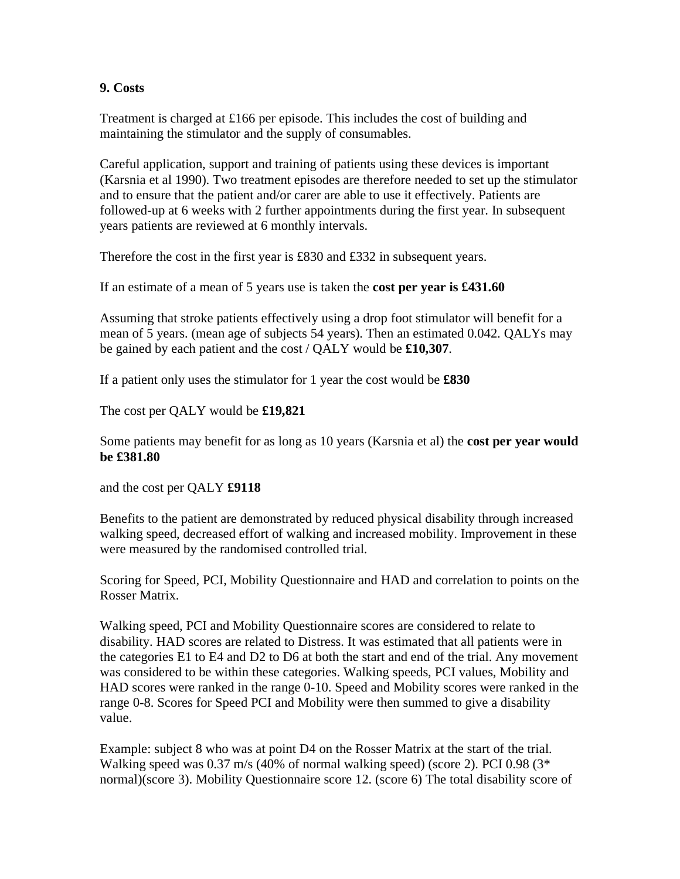### 9. Costs

Treatment is charged at £166 per episode. This includes the cost of building and maintaining the stimulator and the supply of consumables.

Careful application, support and training of patients using these devices is important (Karsnia et al 1990). Two treatment episodes are therefore needed to set up the stimulator and to ensure that the patient and/or carer are able to use it effectively. Patients are followed-up at 6 weeks with 2 further appointments during the first year. In subsequent years patients are reviewed at 6 monthly intervals.

Therefore the cost in the first year is £830 and £332 in subsequent years.

If an estimate of a mean of 5 years use is taken the **cost per year is £431.60**

Assuming that stroke patients effectively using a drop foot stimulator will benefit for a mean of 5 years. (mean age of subjects 54 years). Then an estimated 0.042. QALYs may be gained by each patient and the cost / QALY would be **£10,307**.

If a patient only uses the stimulator for 1 year the cost would be **£830**

The cost per QALY would be **£19,821**

Some patients may benefit for as long as 10 years (Karsnia et al) the **cost per year would be £381.80**

and the cost per QALY **£9118**

Benefits to the patient are demonstrated by reduced physical disability through increased walking speed, decreased effort of walking and increased mobility. Improvement in these were measured by the randomised controlled trial.

Scoring for Speed, PCI, Mobility Questionnaire and HAD and correlation to points on the Rosser Matrix.

Walking speed, PCI and Mobility Questionnaire scores are considered to relate to disability. HAD scores are related to Distress. It was estimated that all patients were in the categories E1 to E4 and D2 to D6 at both the start and end of the trial. Any movement was considered to be within these categories. Walking speeds, PCI values, Mobility and HAD scores were ranked in the range 0-10. Speed and Mobility scores were ranked in the range 0-8. Scores for Speed PCI and Mobility were then summed to give a disability value.

Example: subject 8 who was at point D4 on the Rosser Matrix at the start of the trial. Walking speed was 0.37 m/s (40% of normal walking speed) (score 2). PCI 0.98 (3* normal)(score 3). Mobility Questionnaire score 12. (score 6) The total disability score of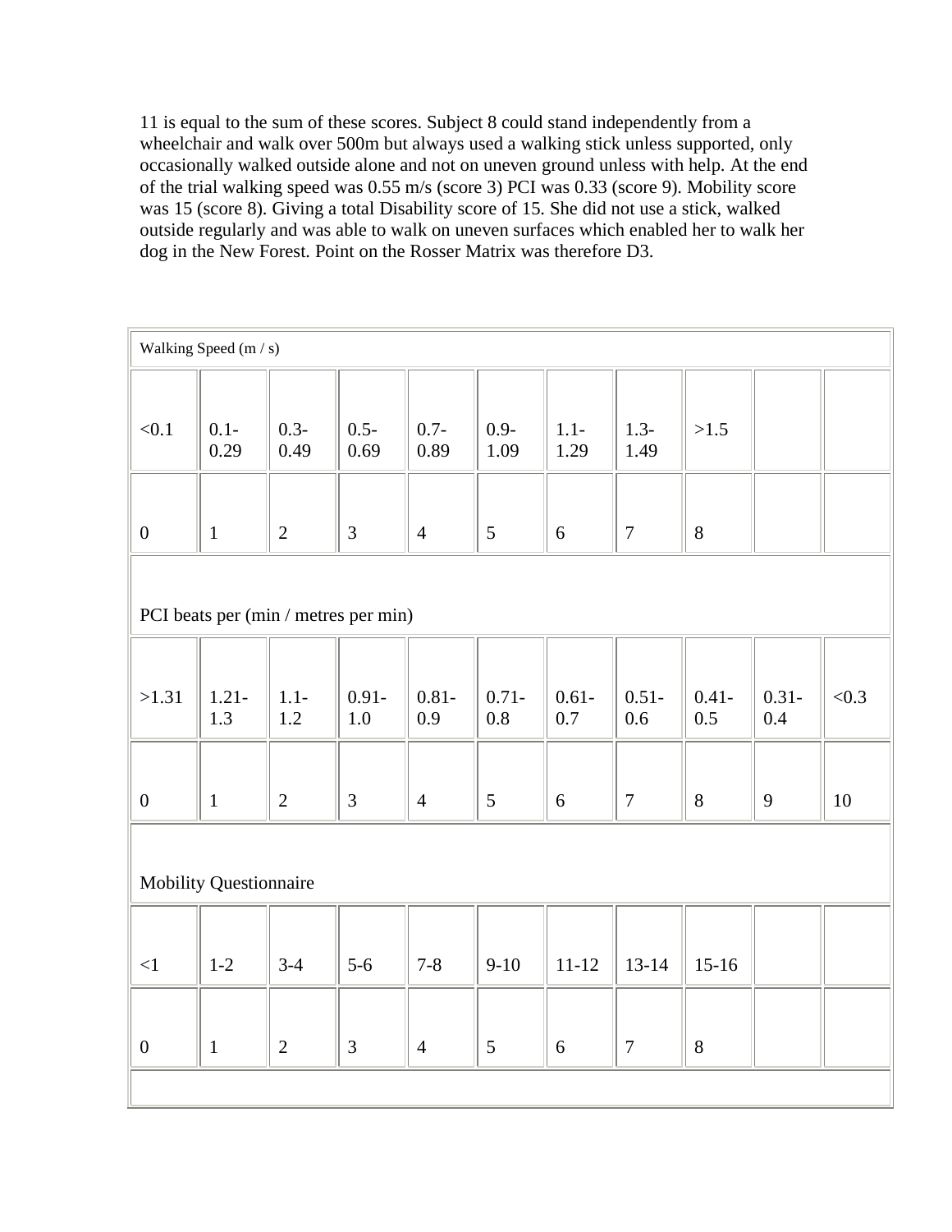11 is equal to the sum of these scores. Subject 8 could stand independently from a wheelchair and walk over 500m but always used a walking stick unless supported, only occasionally walked outside alone and not on uneven ground unless with help. At the end of the trial walking speed was 0.55 m/s (score 3) PCI was 0.33 (score 9). Mobility score was 15 (score 8). Giving a total Disability score of 15. She did not use a stick, walked outside regularly and was able to walk on uneven surfaces which enabled her to walk her dog in the New Forest. Point on the Rosser Matrix was therefore D3.

| Walking Speed (m / s) | | | | | | | | | | |
|---|---|---|---|---|---|---|---|---|---|---|
| <0.1 | 0.1-0.29 | 0.3-0.49 | 0.5-0.69 | 0.7-0.89 | 0.9-1.09 | 1.1-1.29 | 1.3-1.49 | >1.5 | | |
| 0 | 1 | 2 | 3 | 4 | 5 | 6 | 7 | 8 | | |
| PCI beats per (min / metres per min) | | | | | | | | | | |
| >1.31 | 1.21-1.3 | 1.1-1.2 | 0.91-1.0 | 0.81-0.9 | 0.71-0.8 | 0.61-0.7 | 0.51-0.6 | 0.41-0.5 | 0.31-0.4 | <0.3 |
| 0 | 1 | 2 | 3 | 4 | 5 | 6 | 7 | 8 | 9 | 10 |
| Mobility Questionnaire | | | | | | | | | | |
| <1 | 1-2 | 3-4 | 5-6 | 7-8 | 9-10 | 11-12 | 13-14 | 15-16 | | |
| 0 | 1 | 2 | 3 | 4 | 5 | 6 | 7 | 8 | | |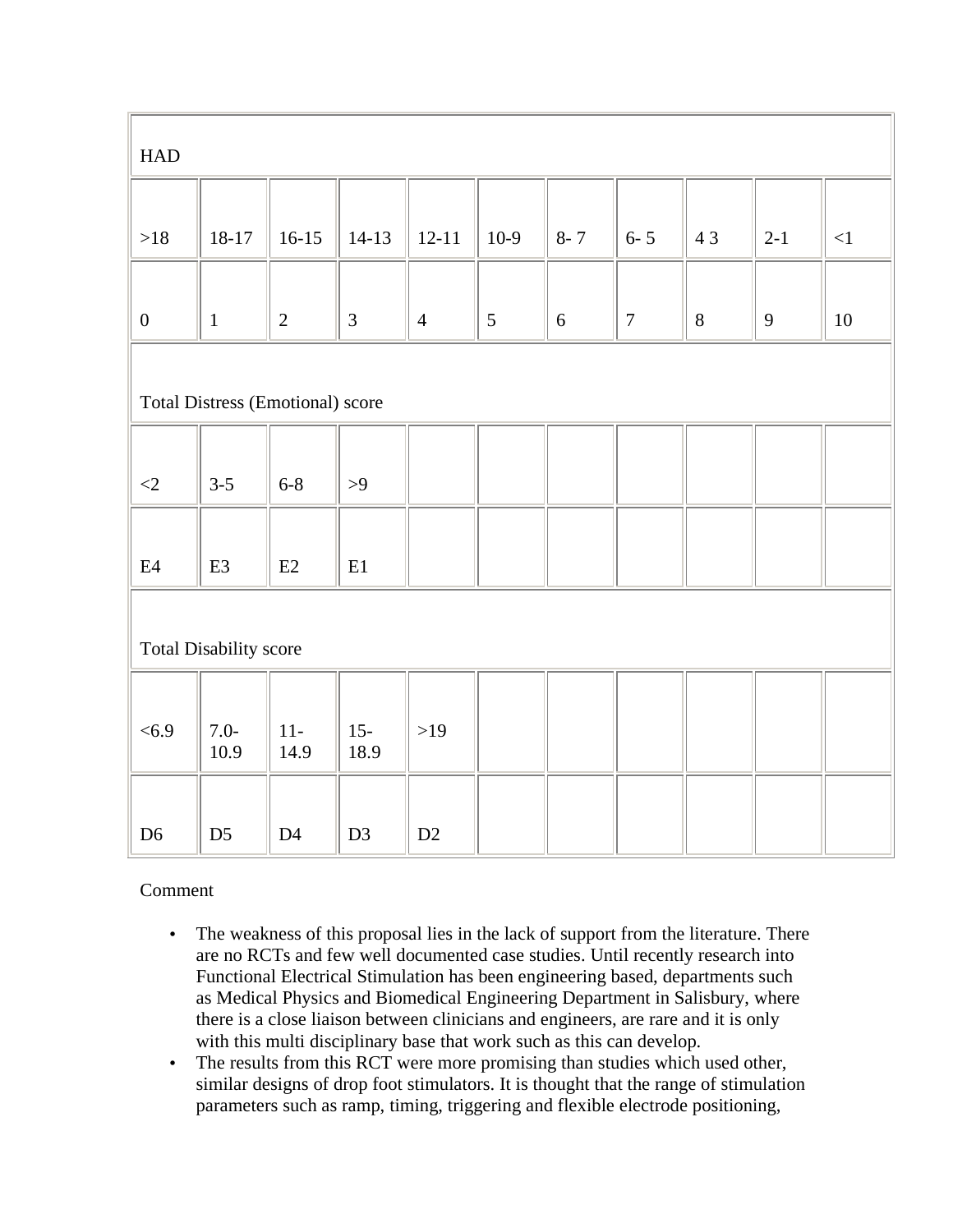| HAD | | | | | | | | | | |
|---|---|---|---|---|---|---|---|---|---|---|
| >18 | 18-17 | 16-15 | 14-13 | 12-11 | 10-9 | 8- 7 | 6- 5 | 4 3 | 2-1 | <1 |
| 0 | 1 | 2 | 3 | 4 | 5 | 6 | 7 | 8 | 9 | 10 |
| Total Distress (Emotional) score | | | | | | | | | | |
| <2 | 3-5 | 6-8 | >9 | | | | | | | |
| E4 | E3 | E2 | E1 | | | | | | | |
| Total Disability score | | | | | | | | | | |
| <6.9 | 7.0-10.9 | 11-14.9 | 15-18.9 | >19 | | | | | | |
| D6 | D5 | D4 | D3 | D2 | | | | | | |

Comment

- The weakness of this proposal lies in the lack of support from the literature. There are no RCTs and few well documented case studies. Until recently research into Functional Electrical Stimulation has been engineering based, departments such as Medical Physics and Biomedical Engineering Department in Salisbury, where there is a close liaison between clinicians and engineers, are rare and it is only with this multi disciplinary base that work such as this can develop.
- The results from this RCT were more promising than studies which used other, similar designs of drop foot stimulators. It is thought that the range of stimulation parameters such as ramp, timing, triggering and flexible electrode positioning,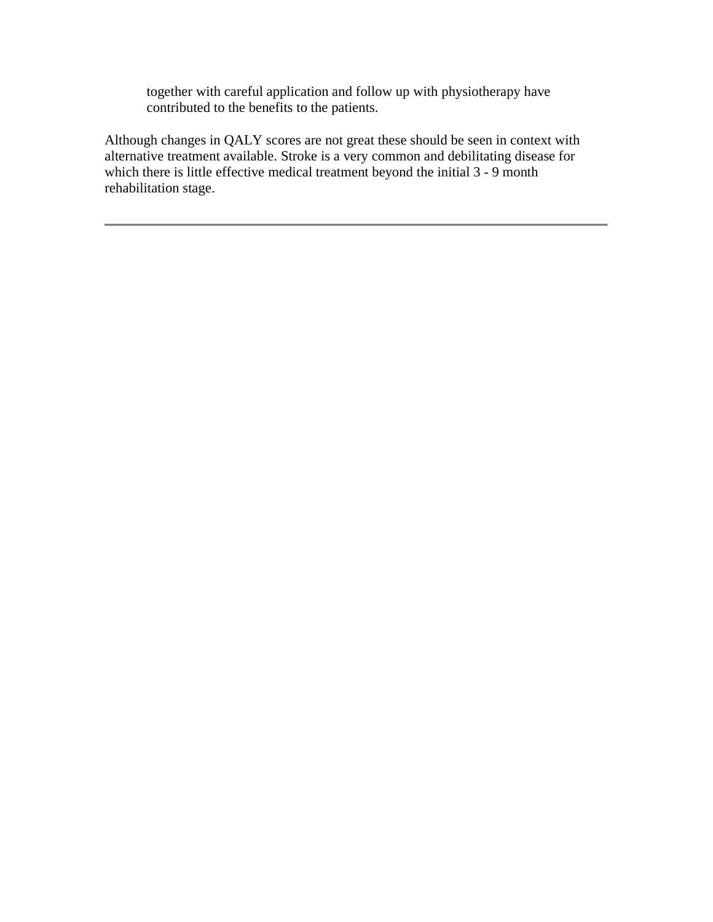together with careful application and follow up with physiotherapy have contributed to the benefits to the patients.

Although changes in QALY scores are not great these should be seen in context with alternative treatment available. Stroke is a very common and debilitating disease for which there is little effective medical treatment beyond the initial 3 - 9 month rehabilitation stage.

---